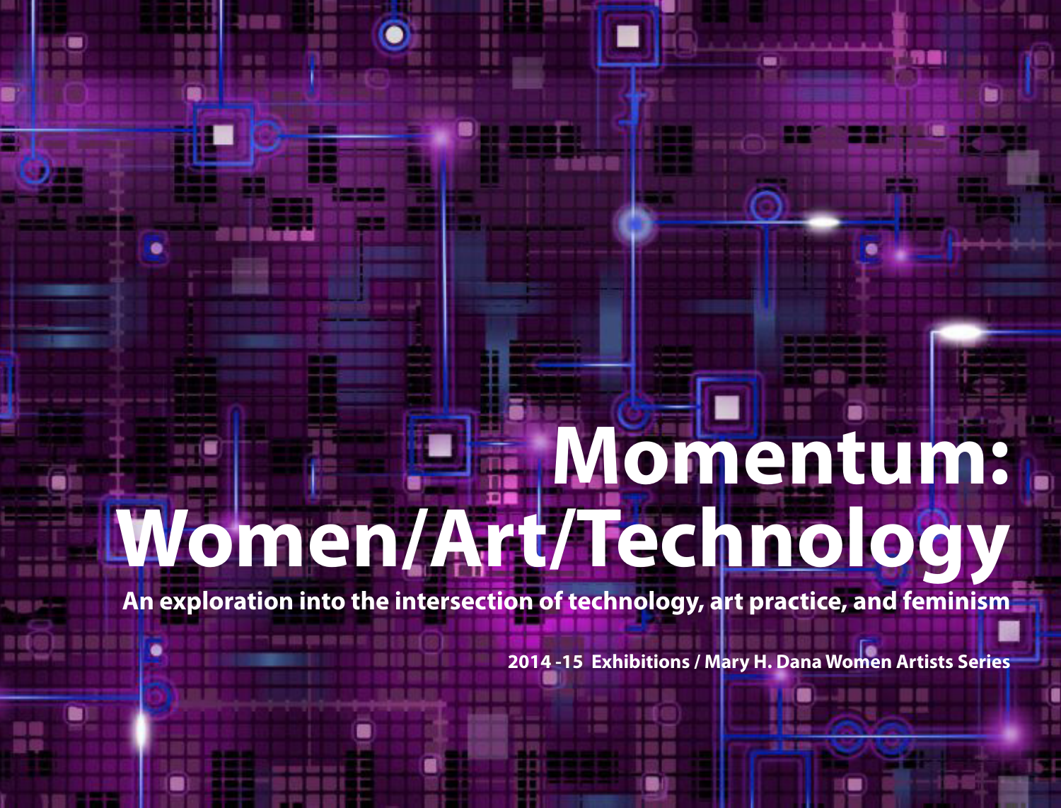# Momentum: Women/Art/Technology

**An exploration into the intersection of technology, art practice, and feminism**

**2014 -15 Exhibitions / Mary H. Dana Women Artists Series**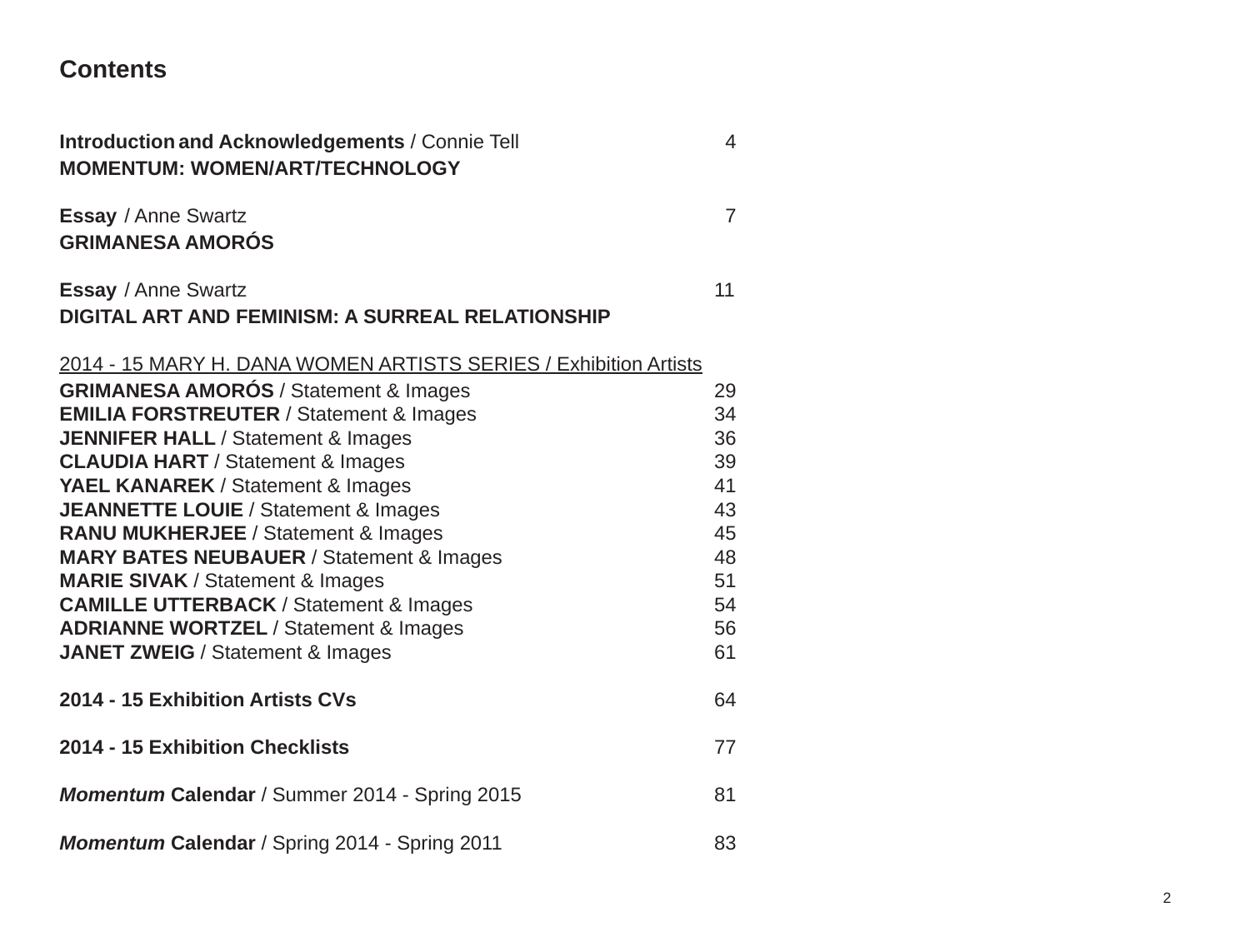## Contents

**Introduction and Acknowledgements** / Connie Tell 4
**MOMENTUM: WOMEN/ART/TECHNOLOGY**

**Essay** / Anne Swartz 7
**GRIMANESA AMORÓS**

**Essay** / Anne Swartz 11
**DIGITAL ART AND FEMINISM: A SURREAL RELATIONSHIP**

2014 - 15 MARY H. DANA WOMEN ARTISTS SERIES / Exhibition Artists

**GRIMANESA AMORÓS** / Statement & Images 29
**EMILIA FORSTREUTER** / Statement & Images 34
**JENNIFER HALL** / Statement & Images 36
**CLAUDIA HART** / Statement & Images 39
**YAEL KANAREK** / Statement & Images 41
**JEANNETTE LOUIE** / Statement & Images 43
**RANU MUKHERJEE** / Statement & Images 45
**MARY BATES NEUBAUER** / Statement & Images 48
**MARIE SIVAK** / Statement & Images 51
**CAMILLE UTTERBACK** / Statement & Images 54
**ADRIANNE WORTZEL** / Statement & Images 56
**JANET ZWEIG** / Statement & Images 61

**2014 - 15 Exhibition Artists CVs** 64

**2014 - 15 Exhibition Checklists** 77

***Momentum* Calendar** / Summer 2014 - Spring 2015 81

***Momentum* Calendar** / Spring 2014 - Spring 2011 83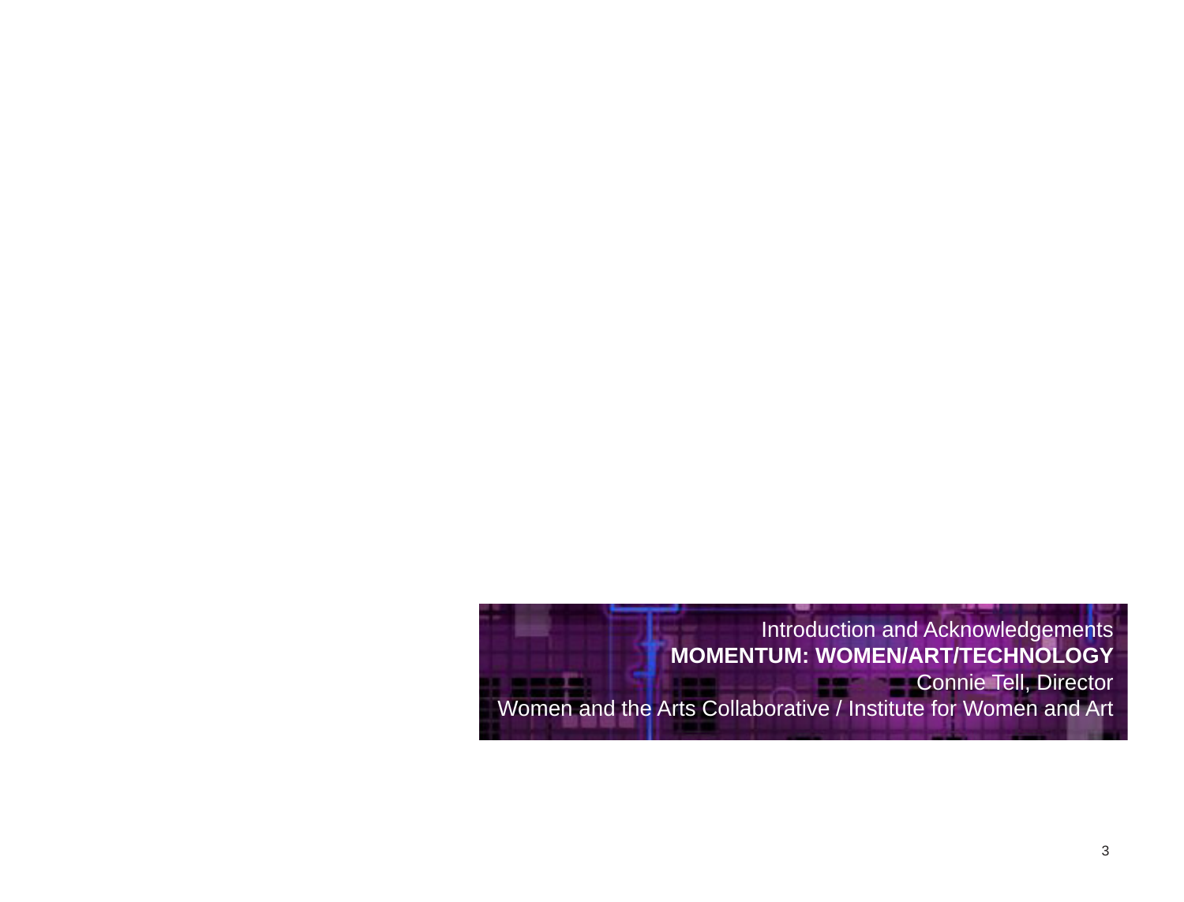Introduction and Acknowledgements

**MOMENTUM: WOMEN/ART/TECHNOLOGY**

Connie Tell, Director

Women and the Arts Collaborative / Institute for Women and Art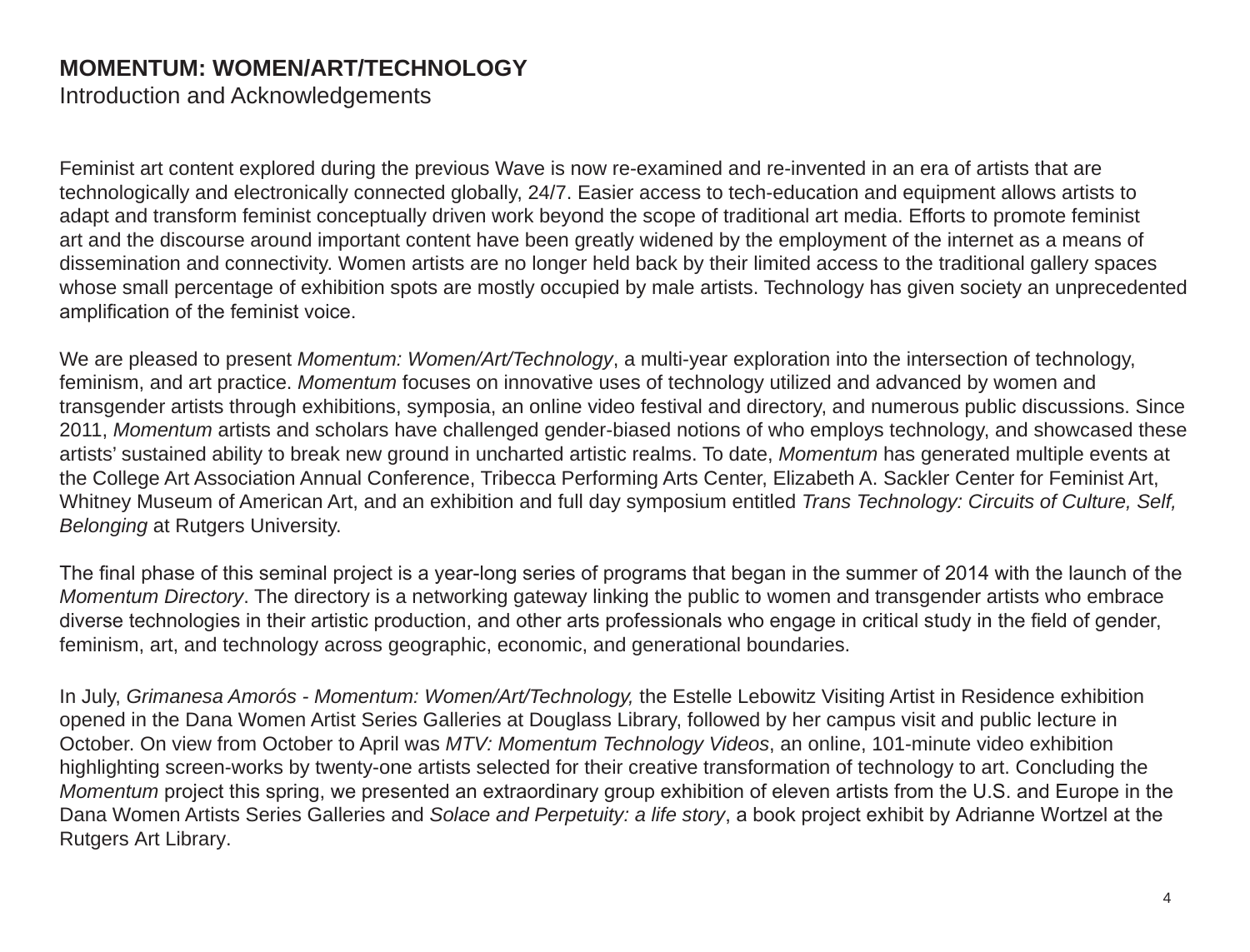**MOMENTUM: WOMEN/ART/TECHNOLOGY**
Introduction and Acknowledgements

Feminist art content explored during the previous Wave is now re-examined and re-invented in an era of artists that are technologically and electronically connected globally, 24/7. Easier access to tech-education and equipment allows artists to adapt and transform feminist conceptually driven work beyond the scope of traditional art media. Efforts to promote feminist art and the discourse around important content have been greatly widened by the employment of the internet as a means of dissemination and connectivity. Women artists are no longer held back by their limited access to the traditional gallery spaces whose small percentage of exhibition spots are mostly occupied by male artists. Technology has given society an unprecedented amplification of the feminist voice.

We are pleased to present *Momentum: Women/Art/Technology*, a multi-year exploration into the intersection of technology, feminism, and art practice. *Momentum* focuses on innovative uses of technology utilized and advanced by women and transgender artists through exhibitions, symposia, an online video festival and directory, and numerous public discussions. Since 2011, *Momentum* artists and scholars have challenged gender-biased notions of who employs technology, and showcased these artists' sustained ability to break new ground in uncharted artistic realms. To date, *Momentum* has generated multiple events at the College Art Association Annual Conference, Tribecca Performing Arts Center, Elizabeth A. Sackler Center for Feminist Art, Whitney Museum of American Art, and an exhibition and full day symposium entitled *Trans Technology: Circuits of Culture, Self, Belonging* at Rutgers University.

The final phase of this seminal project is a year-long series of programs that began in the summer of 2014 with the launch of the *Momentum Directory*. The directory is a networking gateway linking the public to women and transgender artists who embrace diverse technologies in their artistic production, and other arts professionals who engage in critical study in the field of gender, feminism, art, and technology across geographic, economic, and generational boundaries.

In July, *Grimanesa Amorós - Momentum: Women/Art/Technology,* the Estelle Lebowitz Visiting Artist in Residence exhibition opened in the Dana Women Artist Series Galleries at Douglass Library, followed by her campus visit and public lecture in October. On view from October to April was *MTV: Momentum Technology Videos*, an online, 101-minute video exhibition highlighting screen-works by twenty-one artists selected for their creative transformation of technology to art. Concluding the *Momentum* project this spring, we presented an extraordinary group exhibition of eleven artists from the U.S. and Europe in the Dana Women Artists Series Galleries and *Solace and Perpetuity: a life story*, a book project exhibit by Adrianne Wortzel at the Rutgers Art Library.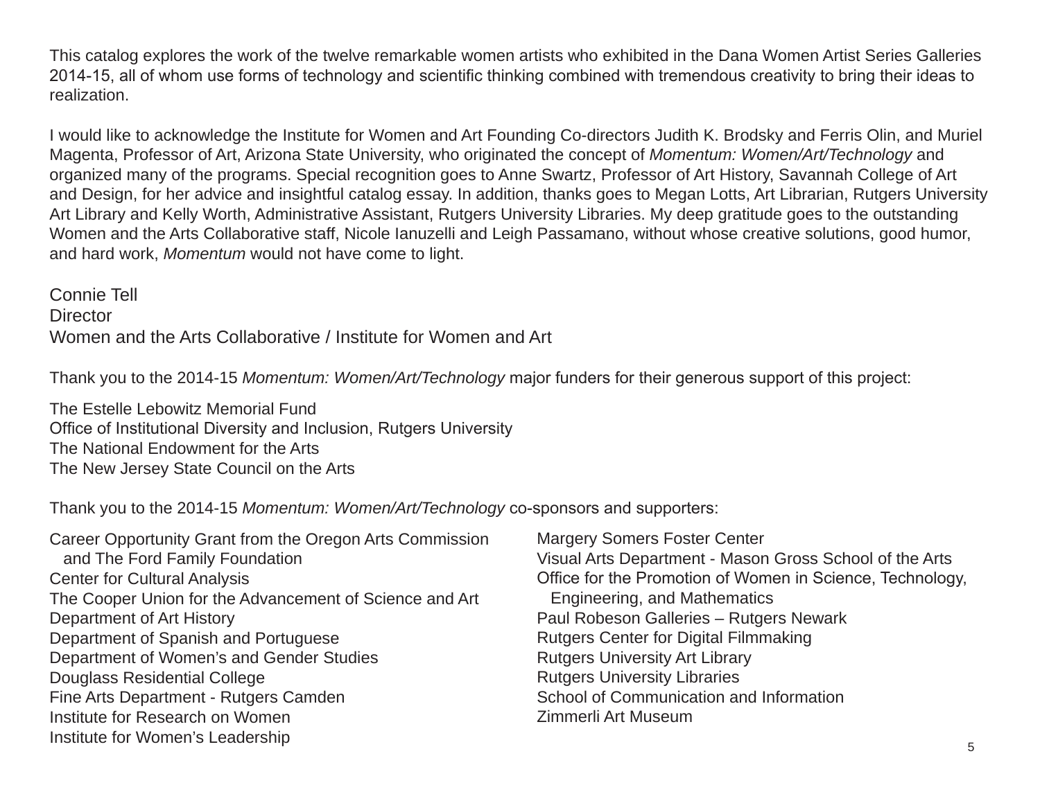This catalog explores the work of the twelve remarkable women artists who exhibited in the Dana Women Artist Series Galleries 2014-15, all of whom use forms of technology and scientific thinking combined with tremendous creativity to bring their ideas to realization.

I would like to acknowledge the Institute for Women and Art Founding Co-directors Judith K. Brodsky and Ferris Olin, and Muriel Magenta, Professor of Art, Arizona State University, who originated the concept of *Momentum: Women/Art/Technology* and organized many of the programs. Special recognition goes to Anne Swartz, Professor of Art History, Savannah College of Art and Design, for her advice and insightful catalog essay. In addition, thanks goes to Megan Lotts, Art Librarian, Rutgers University Art Library and Kelly Worth, Administrative Assistant, Rutgers University Libraries. My deep gratitude goes to the outstanding Women and the Arts Collaborative staff, Nicole Ianuzelli and Leigh Passamano, without whose creative solutions, good humor, and hard work, *Momentum* would not have come to light.

Connie Tell  
Director  
Women and the Arts Collaborative / Institute for Women and Art

Thank you to the 2014-15 *Momentum: Women/Art/Technology* major funders for their generous support of this project:

The Estelle Lebowitz Memorial Fund  
Office of Institutional Diversity and Inclusion, Rutgers University  
The National Endowment for the Arts  
The New Jersey State Council on the Arts

Thank you to the 2014-15 *Momentum: Women/Art/Technology* co-sponsors and supporters:

Career Opportunity Grant from the Oregon Arts Commission and The Ford Family Foundation  
Center for Cultural Analysis  
The Cooper Union for the Advancement of Science and Art  
Department of Art History  
Department of Spanish and Portuguese  
Department of Women's and Gender Studies  
Douglass Residential College  
Fine Arts Department - Rutgers Camden  
Institute for Research on Women  
Institute for Women's Leadership  
Margery Somers Foster Center  
Visual Arts Department - Mason Gross School of the Arts  
Office for the Promotion of Women in Science, Technology, Engineering, and Mathematics  
Paul Robeson Galleries – Rutgers Newark  
Rutgers Center for Digital Filmmaking  
Rutgers University Art Library  
Rutgers University Libraries  
School of Communication and Information  
Zimmerli Art Museum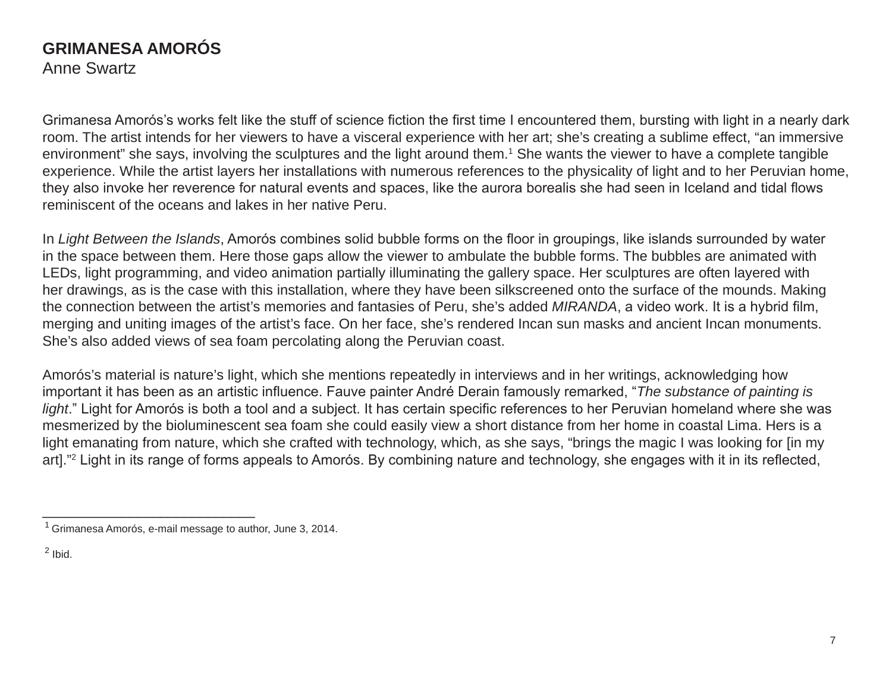# GRIMANESA AMORÓS

Anne Swartz

Grimanesa Amorós's works felt like the stuff of science fiction the first time I encountered them, bursting with light in a nearly dark room. The artist intends for her viewers to have a visceral experience with her art; she's creating a sublime effect, "an immersive environment" she says, involving the sculptures and the light around them.[1] She wants the viewer to have a complete tangible experience. While the artist layers her installations with numerous references to the physicality of light and to her Peruvian home, they also invoke her reverence for natural events and spaces, like the aurora borealis she had seen in Iceland and tidal flows reminiscent of the oceans and lakes in her native Peru.

In *Light Between the Islands*, Amorós combines solid bubble forms on the floor in groupings, like islands surrounded by water in the space between them. Here those gaps allow the viewer to ambulate the bubble forms. The bubbles are animated with LEDs, light programming, and video animation partially illuminating the gallery space. Her sculptures are often layered with her drawings, as is the case with this installation, where they have been silkscreened onto the surface of the mounds. Making the connection between the artist's memories and fantasies of Peru, she's added *MIRANDA*, a video work. It is a hybrid film, merging and uniting images of the artist's face. On her face, she's rendered Incan sun masks and ancient Incan monuments. She's also added views of sea foam percolating along the Peruvian coast.

Amorós's material is nature's light, which she mentions repeatedly in interviews and in her writings, acknowledging how important it has been as an artistic influence. Fauve painter André Derain famously remarked, "*The substance of painting is light*." Light for Amorós is both a tool and a subject. It has certain specific references to her Peruvian homeland where she was mesmerized by the bioluminescent sea foam she could easily view a short distance from her home in coastal Lima. Hers is a light emanating from nature, which she crafted with technology, which, as she says, "brings the magic I was looking for [in my art]."[2] Light in its range of forms appeals to Amorós. By combining nature and technology, she engages with it in its reflected,

---

[1] Grimanesa Amorós, e-mail message to author, June 3, 2014.

[2] Ibid.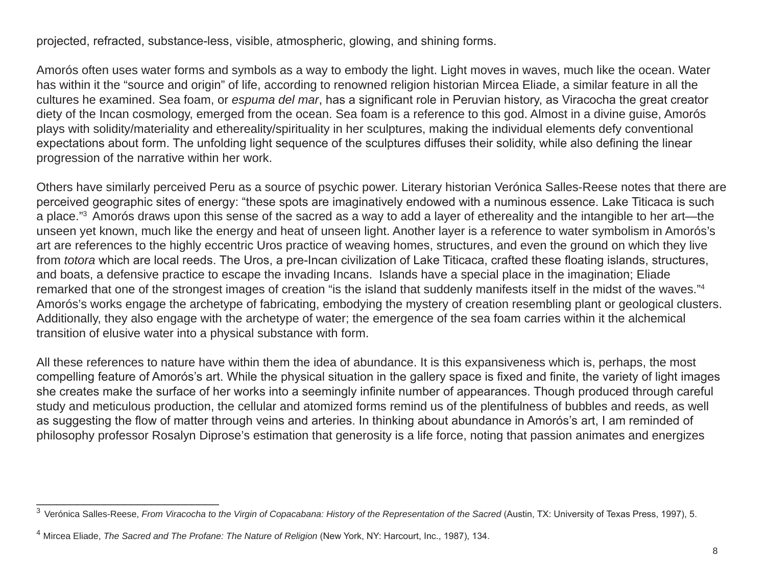projected, refracted, substance-less, visible, atmospheric, glowing, and shining forms.

Amorós often uses water forms and symbols as a way to embody the light. Light moves in waves, much like the ocean. Water has within it the “source and origin” of life, according to renowned religion historian Mircea Eliade, a similar feature in all the cultures he examined. Sea foam, or *espuma del mar*, has a significant role in Peruvian history, as Viracocha the great creator diety of the Incan cosmology, emerged from the ocean. Sea foam is a reference to this god. Almost in a divine guise, Amorós plays with solidity/materiality and ethereality/spirituality in her sculptures, making the individual elements defy conventional expectations about form. The unfolding light sequence of the sculptures diffuses their solidity, while also defining the linear progression of the narrative within her work.

Others have similarly perceived Peru as a source of psychic power. Literary historian Verónica Salles-Reese notes that there are perceived geographic sites of energy: “these spots are imaginatively endowed with a numinous essence. Lake Titicaca is such a place.”[3] Amorós draws upon this sense of the sacred as a way to add a layer of ethereality and the intangible to her art—the unseen yet known, much like the energy and heat of unseen light. Another layer is a reference to water symbolism in Amorós’s art are references to the highly eccentric Uros practice of weaving homes, structures, and even the ground on which they live from *totora* which are local reeds. The Uros, a pre-Incan civilization of Lake Titicaca, crafted these floating islands, structures, and boats, a defensive practice to escape the invading Incans. Islands have a special place in the imagination; Eliade remarked that one of the strongest images of creation “is the island that suddenly manifests itself in the midst of the waves.”[4] Amorós’s works engage the archetype of fabricating, embodying the mystery of creation resembling plant or geological clusters. Additionally, they also engage with the archetype of water; the emergence of the sea foam carries within it the alchemical transition of elusive water into a physical substance with form.

All these references to nature have within them the idea of abundance. It is this expansiveness which is, perhaps, the most compelling feature of Amorós’s art. While the physical situation in the gallery space is fixed and finite, the variety of light images she creates make the surface of her works into a seemingly infinite number of appearances. Though produced through careful study and meticulous production, the cellular and atomized forms remind us of the plentifulness of bubbles and reeds, as well as suggesting the flow of matter through veins and arteries. In thinking about abundance in Amorós’s art, I am reminded of philosophy professor Rosalyn Diprose’s estimation that generosity is a life force, noting that passion animates and energizes

---

[3] Verónica Salles-Reese, *From Viracocha to the Virgin of Copacabana: History of the Representation of the Sacred* (Austin, TX: University of Texas Press, 1997), 5.

[4] Mircea Eliade, *The Sacred and The Profane: The Nature of Religion* (New York, NY: Harcourt, Inc., 1987), 134.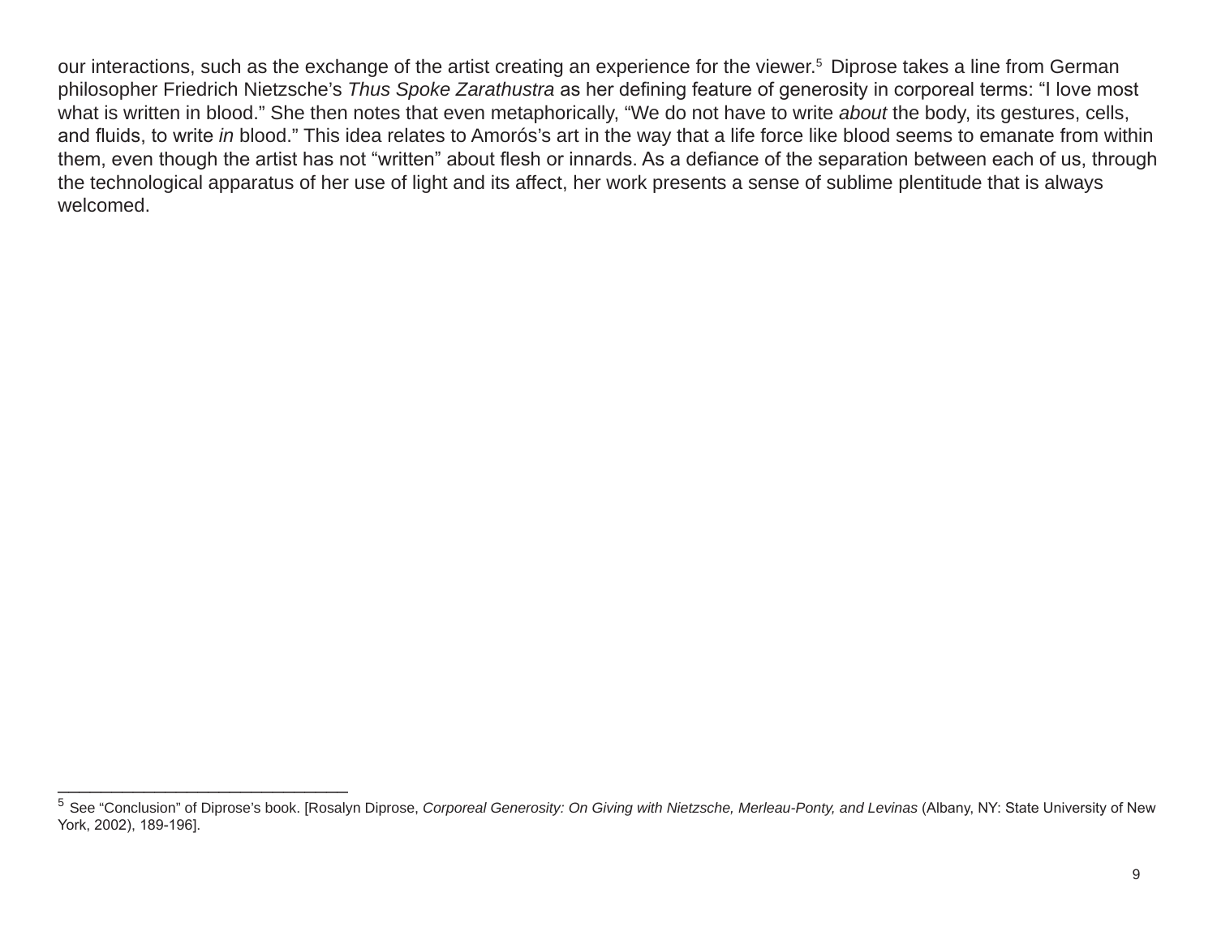our interactions, such as the exchange of the artist creating an experience for the viewer.[5] Diprose takes a line from German philosopher Friedrich Nietzsche's *Thus Spoke Zarathustra* as her defining feature of generosity in corporeal terms: "I love most what is written in blood." She then notes that even metaphorically, "We do not have to write *about* the body, its gestures, cells, and fluids, to write *in* blood." This idea relates to Amorós's art in the way that a life force like blood seems to emanate from within them, even though the artist has not "written" about flesh or innards. As a defiance of the separation between each of us, through the technological apparatus of her use of light and its affect, her work presents a sense of sublime plentitude that is always welcomed.

---

[5] See "Conclusion" of Diprose's book. [Rosalyn Diprose, *Corporeal Generosity: On Giving with Nietzsche, Merleau-Ponty, and Levinas* (Albany, NY: State University of New York, 2002), 189-196].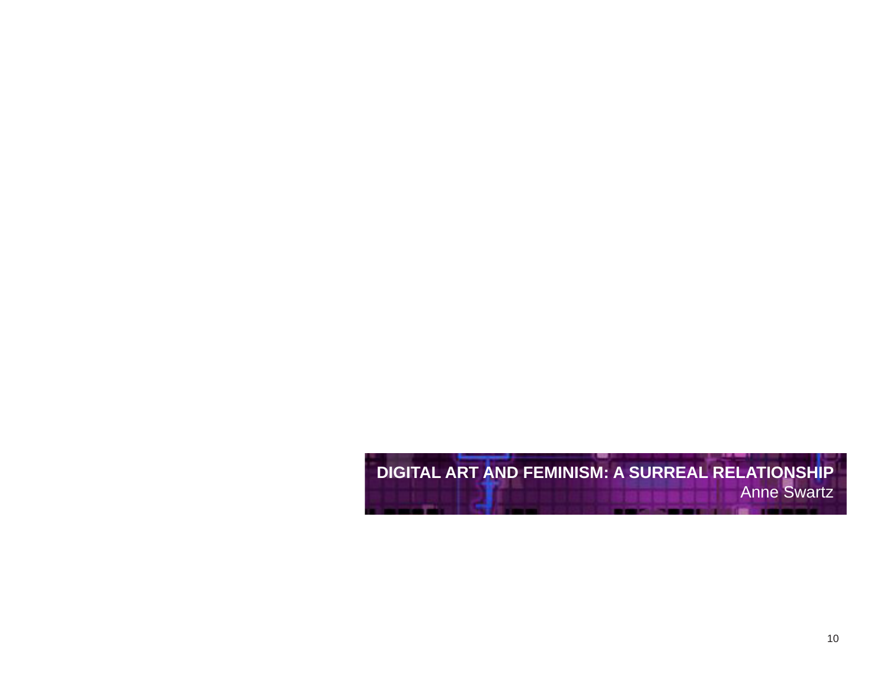**DIGITAL ART AND FEMINISM: A SURREAL RELATIONSHIP**
Anne Swartz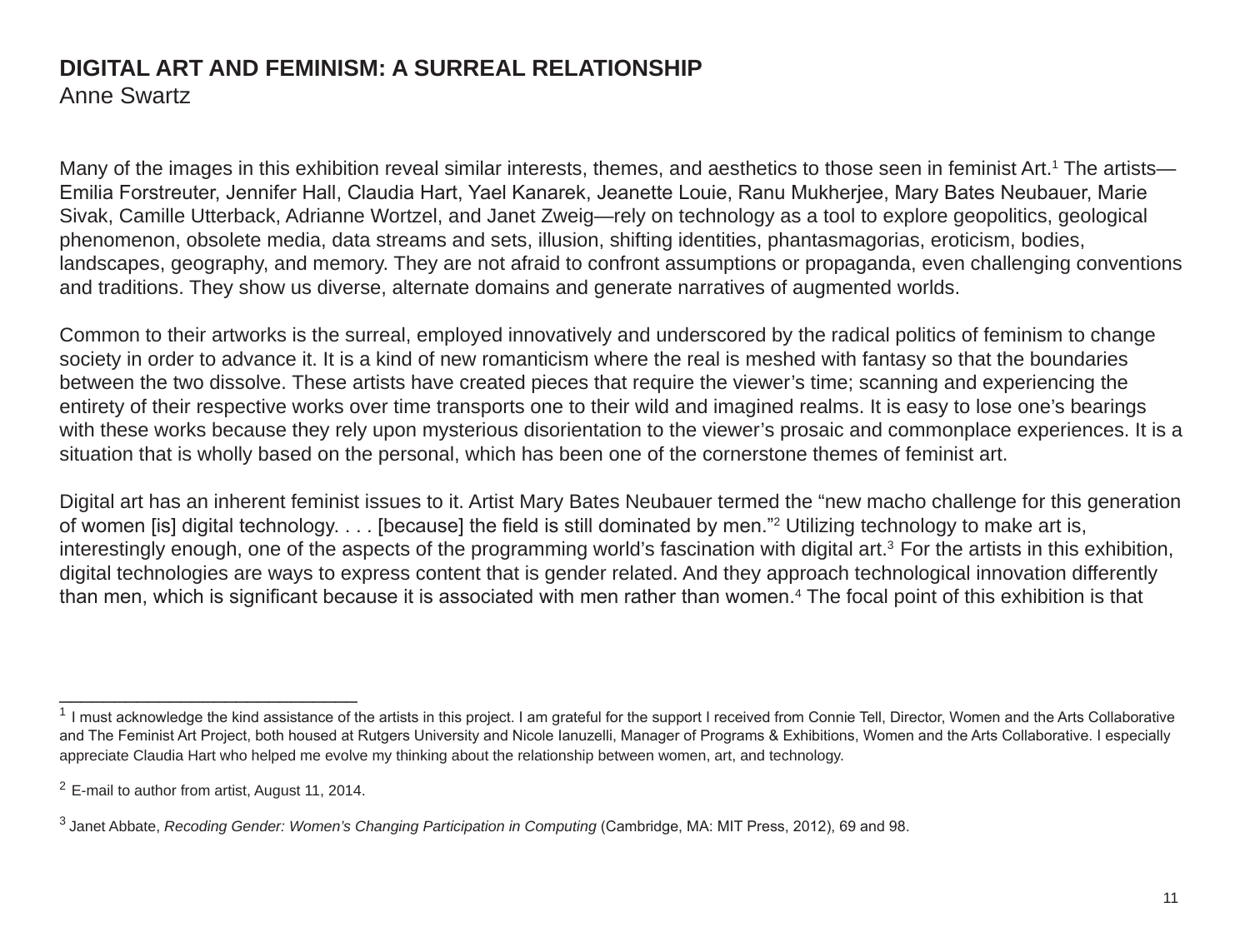**DIGITAL ART AND FEMINISM: A SURREAL RELATIONSHIP**
Anne Swartz

Many of the images in this exhibition reveal similar interests, themes, and aesthetics to those seen in feminist Art.[1] The artists—Emilia Forstreuter, Jennifer Hall, Claudia Hart, Yael Kanarek, Jeanette Louie, Ranu Mukherjee, Mary Bates Neubauer, Marie Sivak, Camille Utterback, Adrianne Wortzel, and Janet Zweig—rely on technology as a tool to explore geopolitics, geological phenomenon, obsolete media, data streams and sets, illusion, shifting identities, phantasmagorias, eroticism, bodies, landscapes, geography, and memory. They are not afraid to confront assumptions or propaganda, even challenging conventions and traditions. They show us diverse, alternate domains and generate narratives of augmented worlds.

Common to their artworks is the surreal, employed innovatively and underscored by the radical politics of feminism to change society in order to advance it. It is a kind of new romanticism where the real is meshed with fantasy so that the boundaries between the two dissolve. These artists have created pieces that require the viewer's time; scanning and experiencing the entirety of their respective works over time transports one to their wild and imagined realms. It is easy to lose one's bearings with these works because they rely upon mysterious disorientation to the viewer's prosaic and commonplace experiences. It is a situation that is wholly based on the personal, which has been one of the cornerstone themes of feminist art.

Digital art has an inherent feminist issues to it. Artist Mary Bates Neubauer termed the "new macho challenge for this generation of women [is] digital technology. . . . [because] the field is still dominated by men."[2] Utilizing technology to make art is, interestingly enough, one of the aspects of the programming world's fascination with digital art.[3] For the artists in this exhibition, digital technologies are ways to express content that is gender related. And they approach technological innovation differently than men, which is significant because it is associated with men rather than women.[4] The focal point of this exhibition is that

---

[1] I must acknowledge the kind assistance of the artists in this project. I am grateful for the support I received from Connie Tell, Director, Women and the Arts Collaborative and The Feminist Art Project, both housed at Rutgers University and Nicole Ianuzelli, Manager of Programs & Exhibitions, Women and the Arts Collaborative. I especially appreciate Claudia Hart who helped me evolve my thinking about the relationship between women, art, and technology.

[2] E-mail to author from artist, August 11, 2014.

[3] Janet Abbate, *Recoding Gender: Women's Changing Participation in Computing* (Cambridge, MA: MIT Press, 2012), 69 and 98.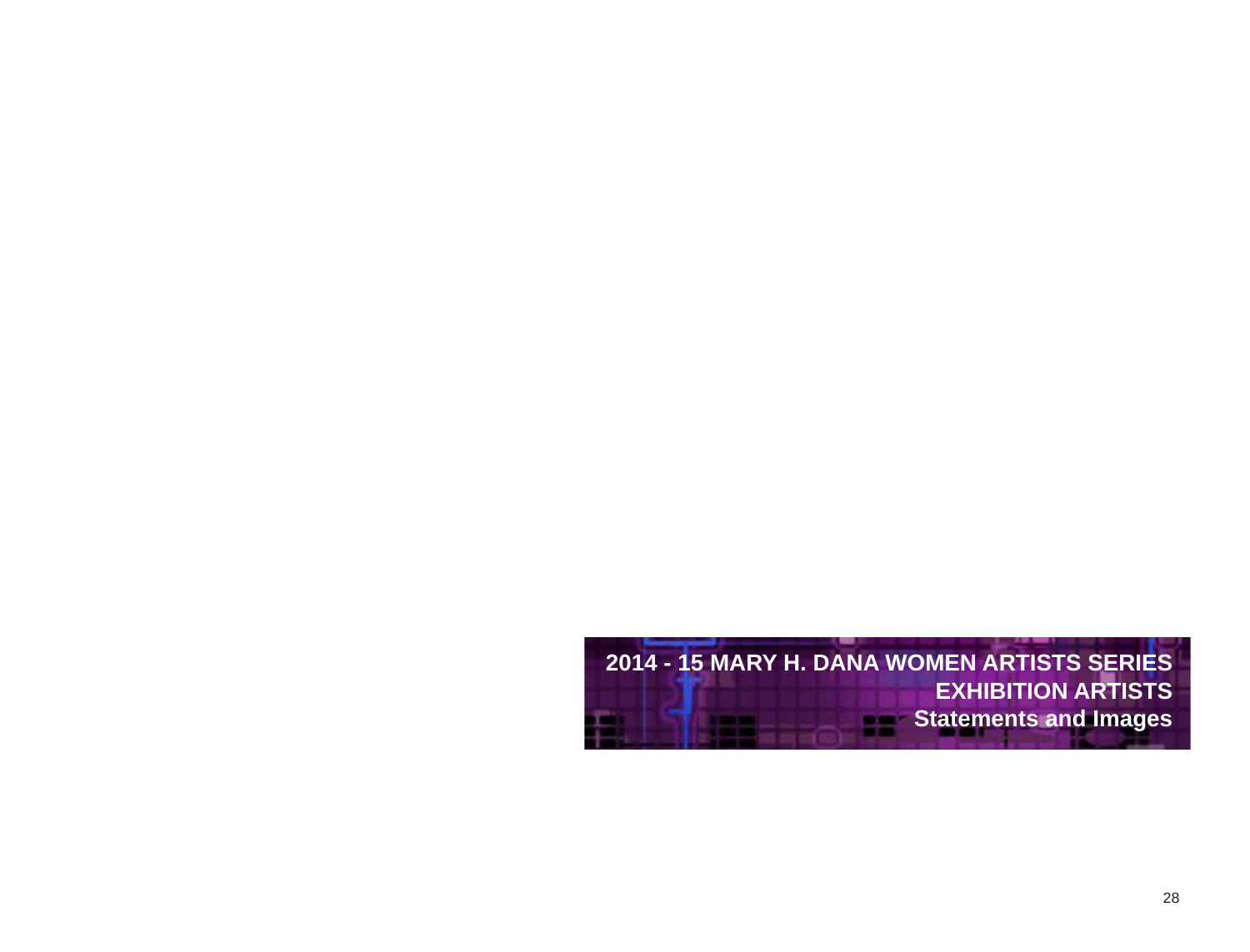**2014 - 15 MARY H. DANA WOMEN ARTISTS SERIES**
**EXHIBITION ARTISTS**
**Statements and Images**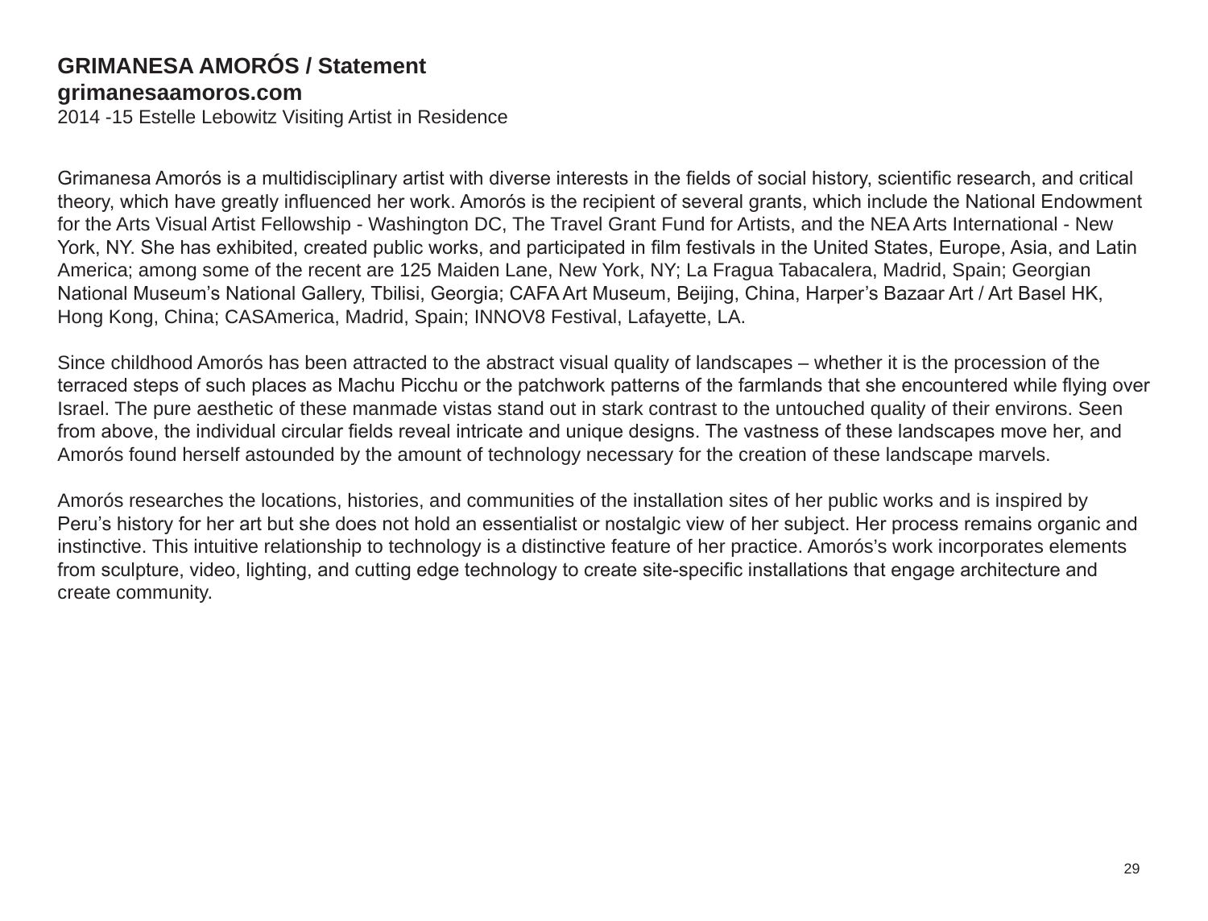**GRIMANESA AMORÓS / Statement**
**grimanesaamoros.com**
2014 -15 Estelle Lebowitz Visiting Artist in Residence

Grimanesa Amorós is a multidisciplinary artist with diverse interests in the fields of social history, scientific research, and critical theory, which have greatly influenced her work. Amorós is the recipient of several grants, which include the National Endowment for the Arts Visual Artist Fellowship - Washington DC, The Travel Grant Fund for Artists, and the NEA Arts International - New York, NY. She has exhibited, created public works, and participated in film festivals in the United States, Europe, Asia, and Latin America; among some of the recent are 125 Maiden Lane, New York, NY; La Fragua Tabacalera, Madrid, Spain; Georgian National Museum's National Gallery, Tbilisi, Georgia; CAFA Art Museum, Beijing, China, Harper's Bazaar Art / Art Basel HK, Hong Kong, China; CASAmerica, Madrid, Spain; INNOV8 Festival, Lafayette, LA.

Since childhood Amorós has been attracted to the abstract visual quality of landscapes – whether it is the procession of the terraced steps of such places as Machu Picchu or the patchwork patterns of the farmlands that she encountered while flying over Israel. The pure aesthetic of these manmade vistas stand out in stark contrast to the untouched quality of their environs. Seen from above, the individual circular fields reveal intricate and unique designs. The vastness of these landscapes move her, and Amorós found herself astounded by the amount of technology necessary for the creation of these landscape marvels.

Amorós researches the locations, histories, and communities of the installation sites of her public works and is inspired by Peru's history for her art but she does not hold an essentialist or nostalgic view of her subject. Her process remains organic and instinctive. This intuitive relationship to technology is a distinctive feature of her practice. Amorós's work incorporates elements from sculpture, video, lighting, and cutting edge technology to create site-specific installations that engage architecture and create community.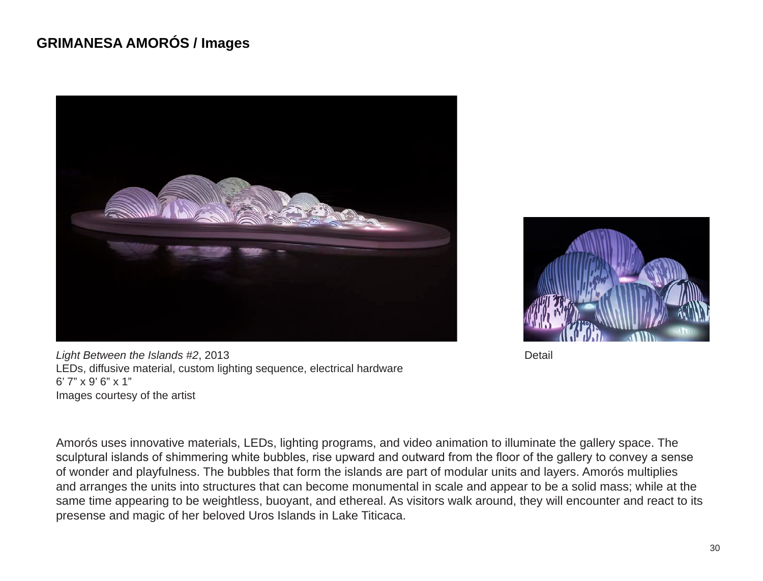## GRIMANESA AMORÓS / Images

*Light Between the Islands #2*, 2013
LEDs, diffusive material, custom lighting sequence, electrical hardware
6' 7" x 9' 6" x 1"
Images courtesy of the artist

Detail

Amorós uses innovative materials, LEDs, lighting programs, and video animation to illuminate the gallery space. The sculptural islands of shimmering white bubbles, rise upward and outward from the floor of the gallery to convey a sense of wonder and playfulness. The bubbles that form the islands are part of modular units and layers. Amorós multiplies and arranges the units into structures that can become monumental in scale and appear to be a solid mass; while at the same time appearing to be weightless, buoyant, and ethereal. As visitors walk around, they will encounter and react to its presense and magic of her beloved Uros Islands in Lake Titicaca.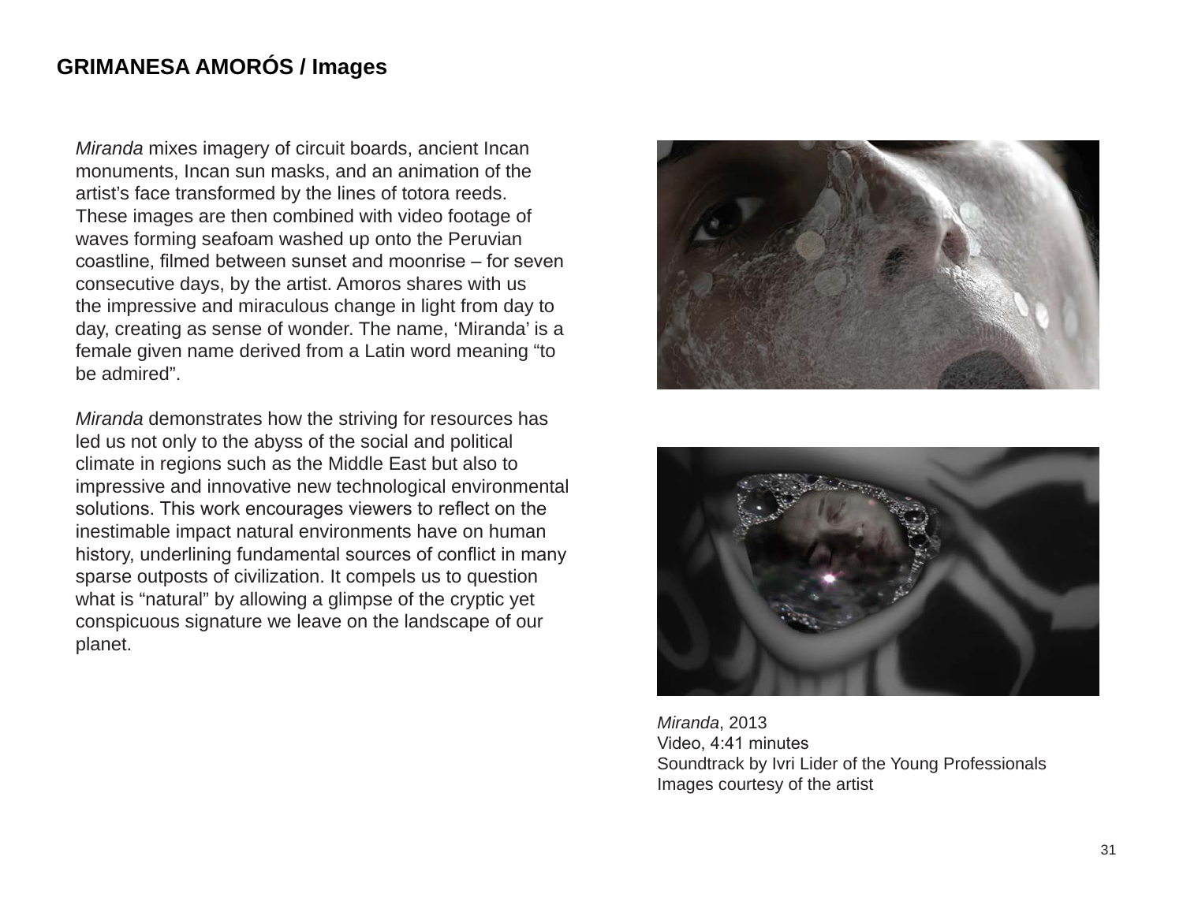## GRIMANESA AMORÓS / Images

*Miranda* mixes imagery of circuit boards, ancient Incan monuments, Incan sun masks, and an animation of the artist's face transformed by the lines of totora reeds. These images are then combined with video footage of waves forming seafoam washed up onto the Peruvian coastline, filmed between sunset and moonrise – for seven consecutive days, by the artist. Amoros shares with us the impressive and miraculous change in light from day to day, creating as sense of wonder. The name, 'Miranda' is a female given name derived from a Latin word meaning "to be admired".

*Miranda* demonstrates how the striving for resources has led us not only to the abyss of the social and political climate in regions such as the Middle East but also to impressive and innovative new technological environmental solutions. This work encourages viewers to reflect on the inestimable impact natural environments have on human history, underlining fundamental sources of conflict in many sparse outposts of civilization. It compels us to question what is "natural" by allowing a glimpse of the cryptic yet conspicuous signature we leave on the landscape of our planet.

*Miranda*, 2013
Video, 4:41 minutes
Soundtrack by Ivri Lider of the Young Professionals
Images courtesy of the artist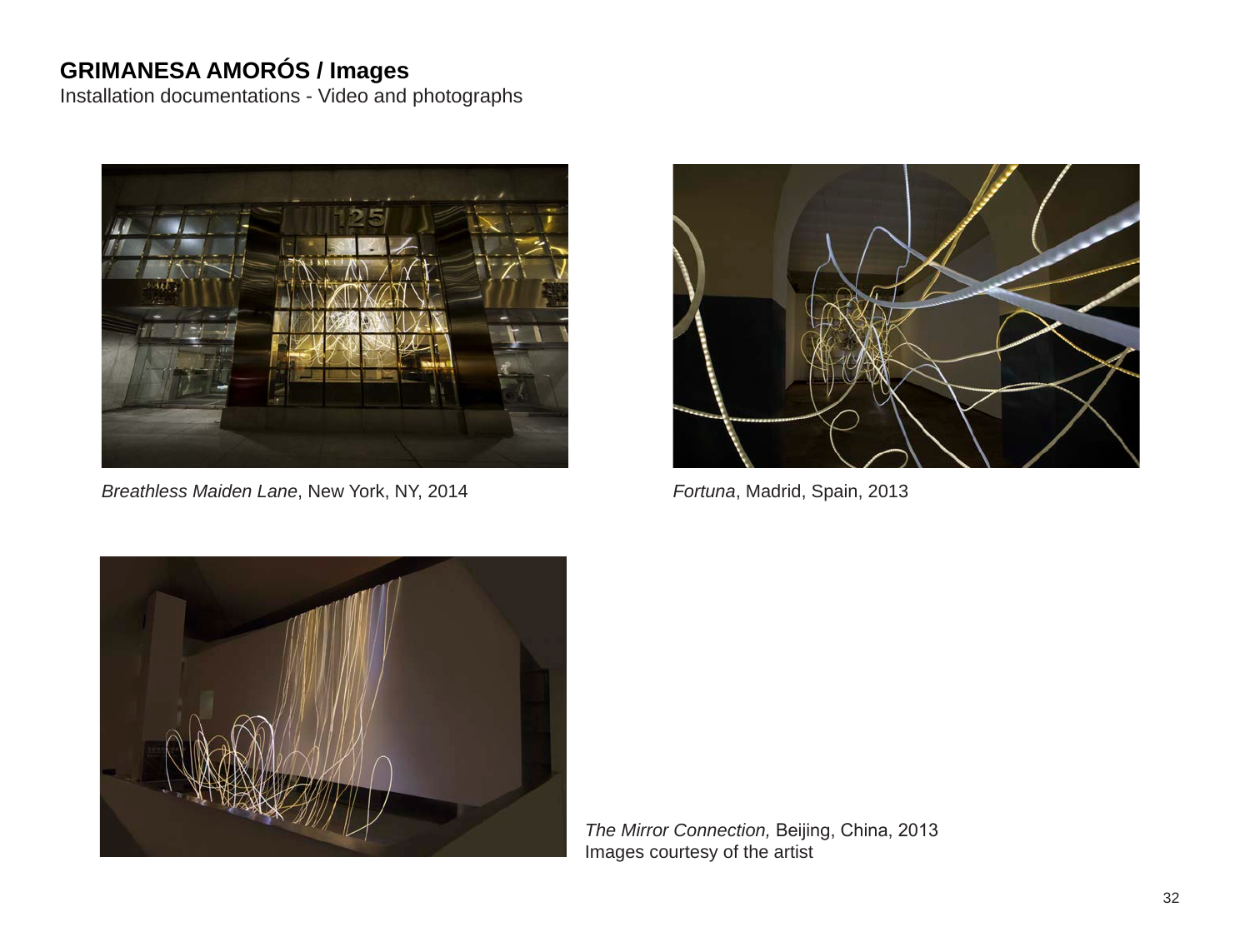**GRIMANESA AMORÓS / Images**

Installation documentations - Video and photographs

*Breathless Maiden Lane*, New York, NY, 2014

*Fortuna*, Madrid, Spain, 2013

*The Mirror Connection,* Beijing, China, 2013

Images courtesy of the artist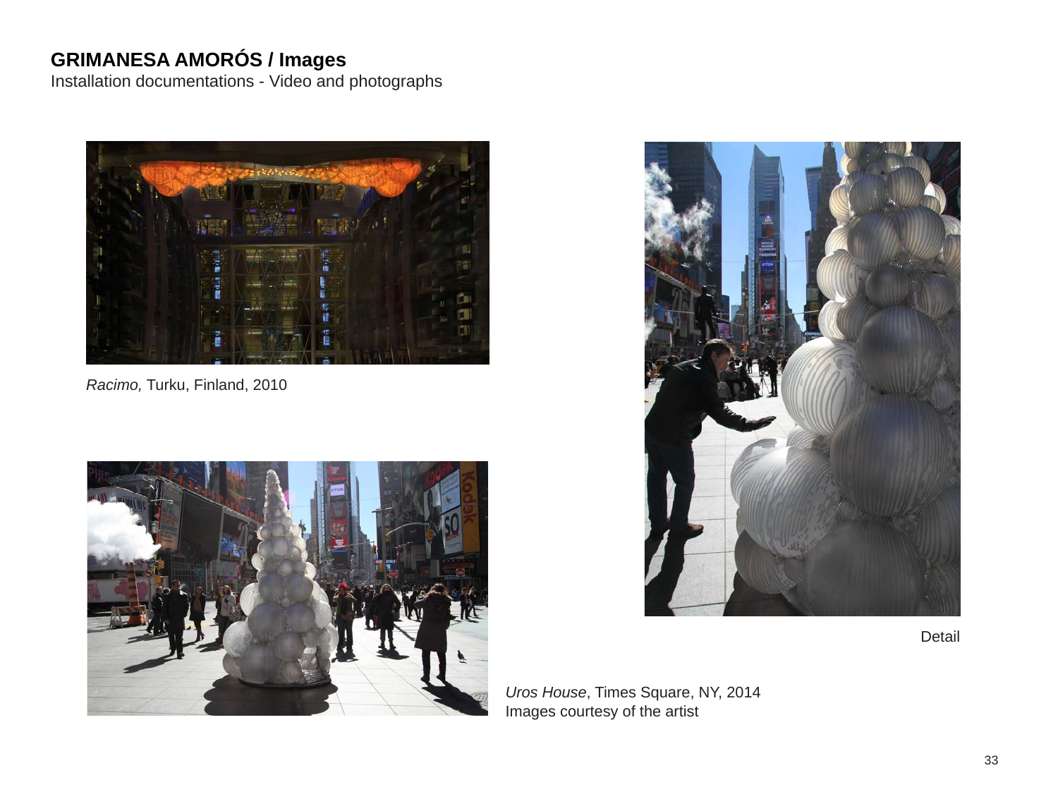## GRIMANESA AMORÓS / Images

Installation documentations - Video and photographs

*Racimo,* Turku, Finland, 2010

Detail

*Uros House*, Times Square, NY, 2014
Images courtesy of the artist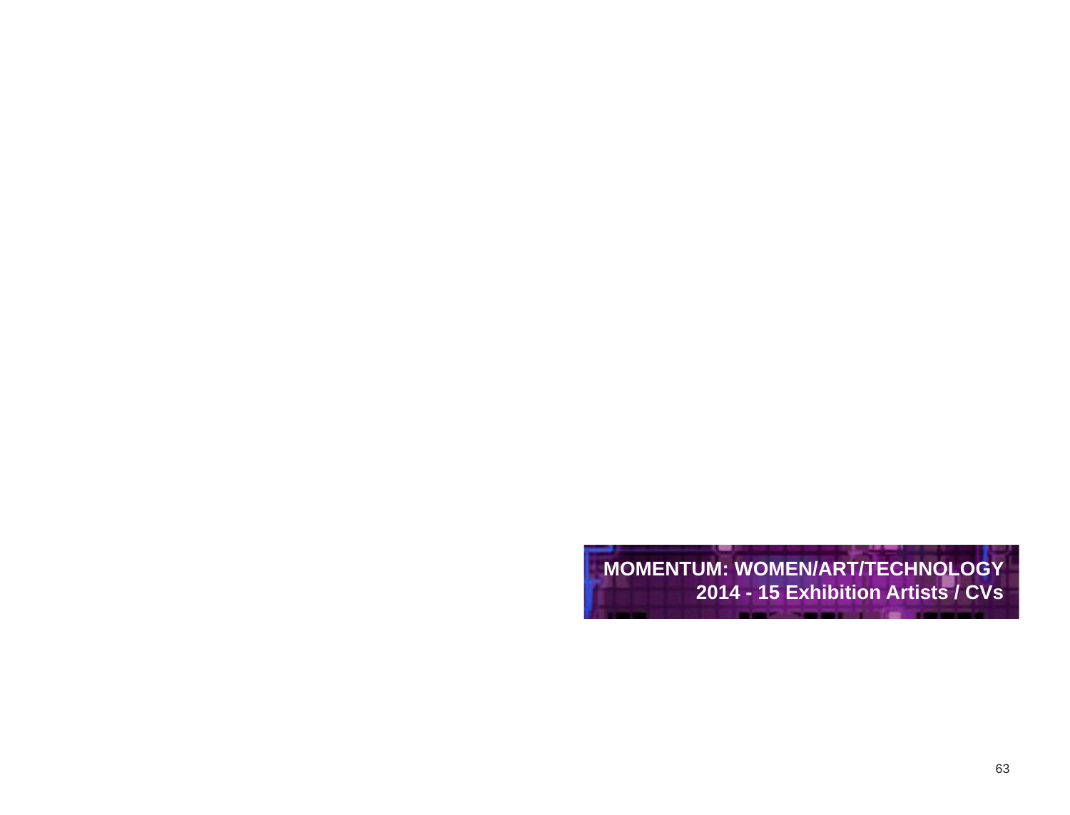**MOMENTUM: WOMEN/ART/TECHNOLOGY**
**2014 - 15 Exhibition Artists / CVs**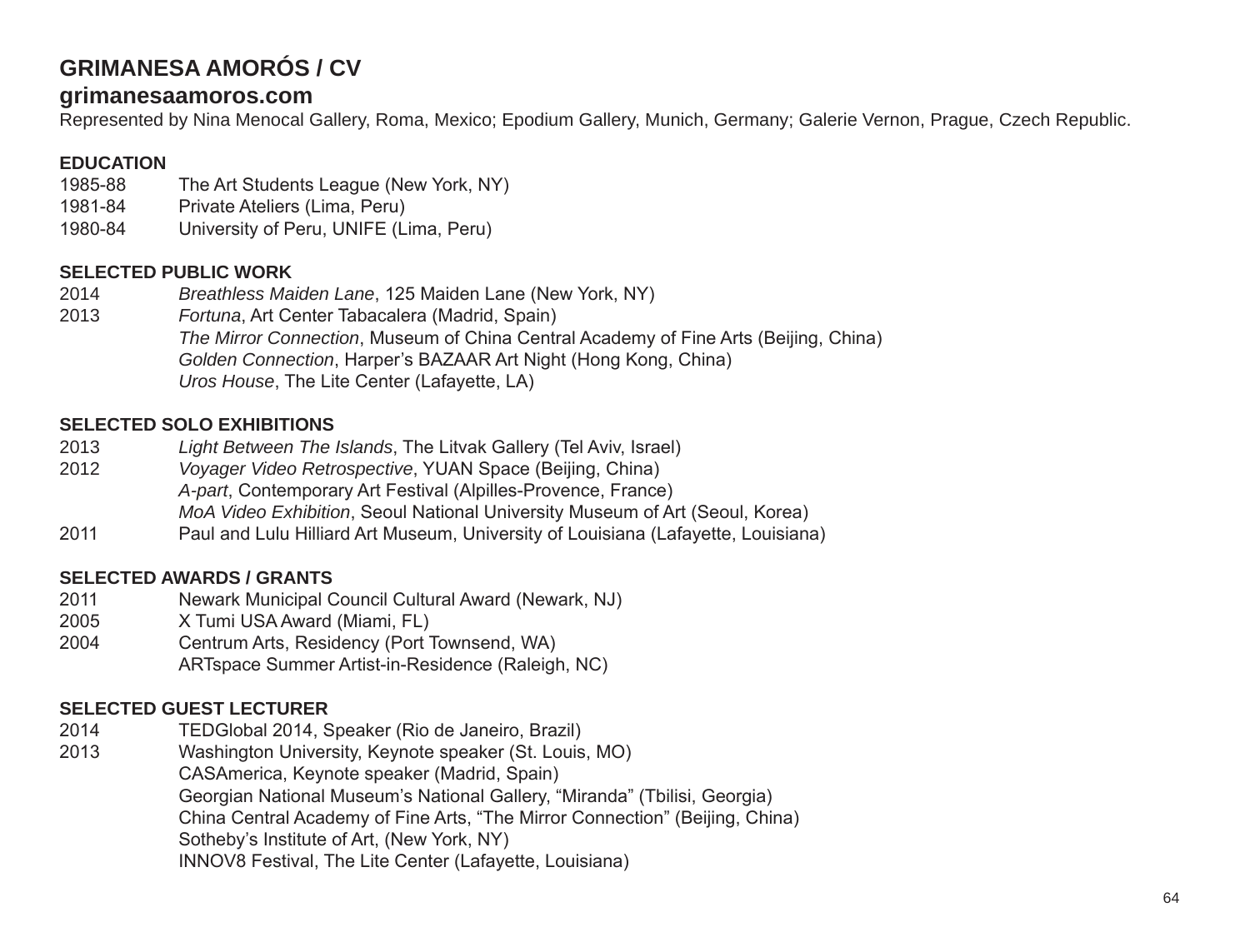# GRIMANESA AMORÓS / CV

## grimanesaamoros.com

Represented by Nina Menocal Gallery, Roma, Mexico; Epodium Gallery, Munich, Germany; Galerie Vernon, Prague, Czech Republic.

### EDUCATION

1985-88 The Art Students League (New York, NY)
1981-84 Private Ateliers (Lima, Peru)
1980-84 University of Peru, UNIFE (Lima, Peru)

### SELECTED PUBLIC WORK

2014 *Breathless Maiden Lane*, 125 Maiden Lane (New York, NY)
2013 *Fortuna*, Art Center Tabacalera (Madrid, Spain)
*The Mirror Connection*, Museum of China Central Academy of Fine Arts (Beijing, China)
*Golden Connection*, Harper's BAZAAR Art Night (Hong Kong, China)
*Uros House*, The Lite Center (Lafayette, LA)

### SELECTED SOLO EXHIBITIONS

2013 *Light Between The Islands*, The Litvak Gallery (Tel Aviv, Israel)
2012 *Voyager Video Retrospective*, YUAN Space (Beijing, China)
*A-part*, Contemporary Art Festival (Alpilles-Provence, France)
*MoA Video Exhibition*, Seoul National University Museum of Art (Seoul, Korea)
2011 Paul and Lulu Hilliard Art Museum, University of Louisiana (Lafayette, Louisiana)

### SELECTED AWARDS / GRANTS

2011 Newark Municipal Council Cultural Award (Newark, NJ)
2005 X Tumi USA Award (Miami, FL)
2004 Centrum Arts, Residency (Port Townsend, WA)
ARTspace Summer Artist-in-Residence (Raleigh, NC)

### SELECTED GUEST LECTURER

2014 TEDGlobal 2014, Speaker (Rio de Janeiro, Brazil)
2013 Washington University, Keynote speaker (St. Louis, MO)
CASAmerica, Keynote speaker (Madrid, Spain)
Georgian National Museum's National Gallery, "Miranda" (Tbilisi, Georgia)
China Central Academy of Fine Arts, "The Mirror Connection" (Beijing, China)
Sotheby's Institute of Art, (New York, NY)
INNOV8 Festival, The Lite Center (Lafayette, Louisiana)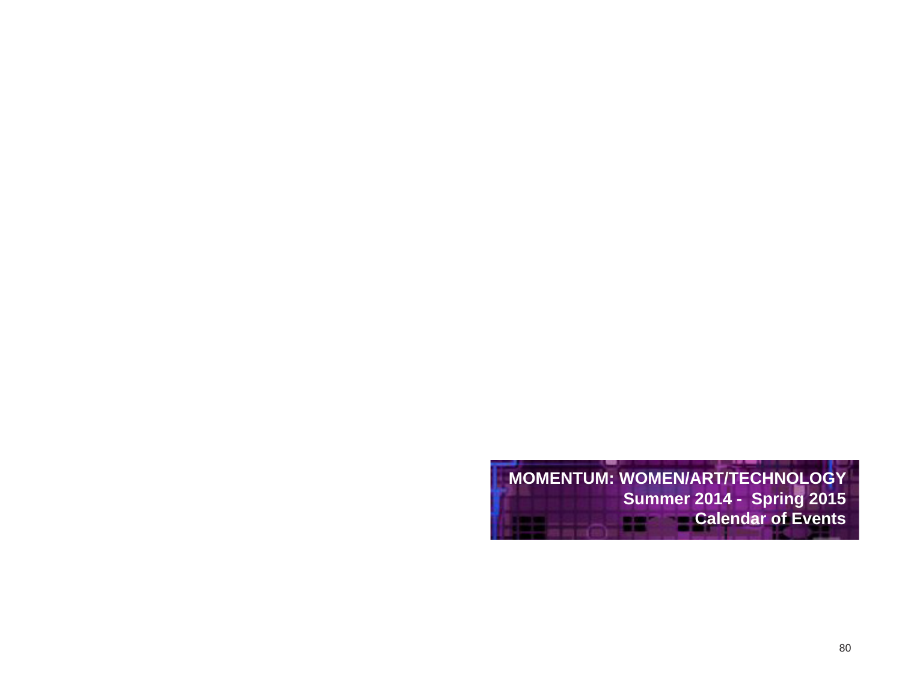**MOMENTUM: WOMEN/ART/TECHNOLOGY**
**Summer 2014 - Spring 2015**
**Calendar of Events**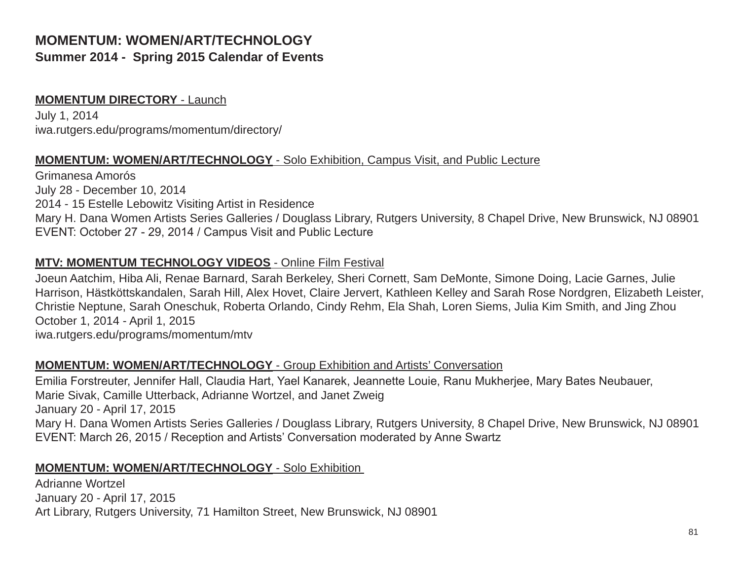# MOMENTUM: WOMEN/ART/TECHNOLOGY

## Summer 2014 - Spring 2015 Calendar of Events

**MOMENTUM DIRECTORY** - Launch

July 1, 2014
iwa.rutgers.edu/programs/momentum/directory/

**MOMENTUM: WOMEN/ART/TECHNOLOGY** - Solo Exhibition, Campus Visit, and Public Lecture

Grimanesa Amorós
July 28 - December 10, 2014
2014 - 15 Estelle Lebowitz Visiting Artist in Residence
Mary H. Dana Women Artists Series Galleries / Douglass Library, Rutgers University, 8 Chapel Drive, New Brunswick, NJ 08901
EVENT: October 27 - 29, 2014 / Campus Visit and Public Lecture

**MTV: MOMENTUM TECHNOLOGY VIDEOS** - Online Film Festival

Joeun Aatchim, Hiba Ali, Renae Barnard, Sarah Berkeley, Sheri Cornett, Sam DeMonte, Simone Doing, Lacie Garnes, Julie Harrison, Hästköttskandalen, Sarah Hill, Alex Hovet, Claire Jervert, Kathleen Kelley and Sarah Rose Nordgren, Elizabeth Leister, Christie Neptune, Sarah Oneschuk, Roberta Orlando, Cindy Rehm, Ela Shah, Loren Siems, Julia Kim Smith, and Jing Zhou
October 1, 2014 - April 1, 2015
iwa.rutgers.edu/programs/momentum/mtv

**MOMENTUM: WOMEN/ART/TECHNOLOGY** - Group Exhibition and Artists' Conversation

Emilia Forstreuter, Jennifer Hall, Claudia Hart, Yael Kanarek, Jeannette Louie, Ranu Mukherjee, Mary Bates Neubauer, Marie Sivak, Camille Utterback, Adrianne Wortzel, and Janet Zweig
January 20 - April 17, 2015
Mary H. Dana Women Artists Series Galleries / Douglass Library, Rutgers University, 8 Chapel Drive, New Brunswick, NJ 08901
EVENT: March 26, 2015 / Reception and Artists' Conversation moderated by Anne Swartz

**MOMENTUM: WOMEN/ART/TECHNOLOGY** - Solo Exhibition

Adrianne Wortzel
January 20 - April 17, 2015
Art Library, Rutgers University, 71 Hamilton Street, New Brunswick, NJ 08901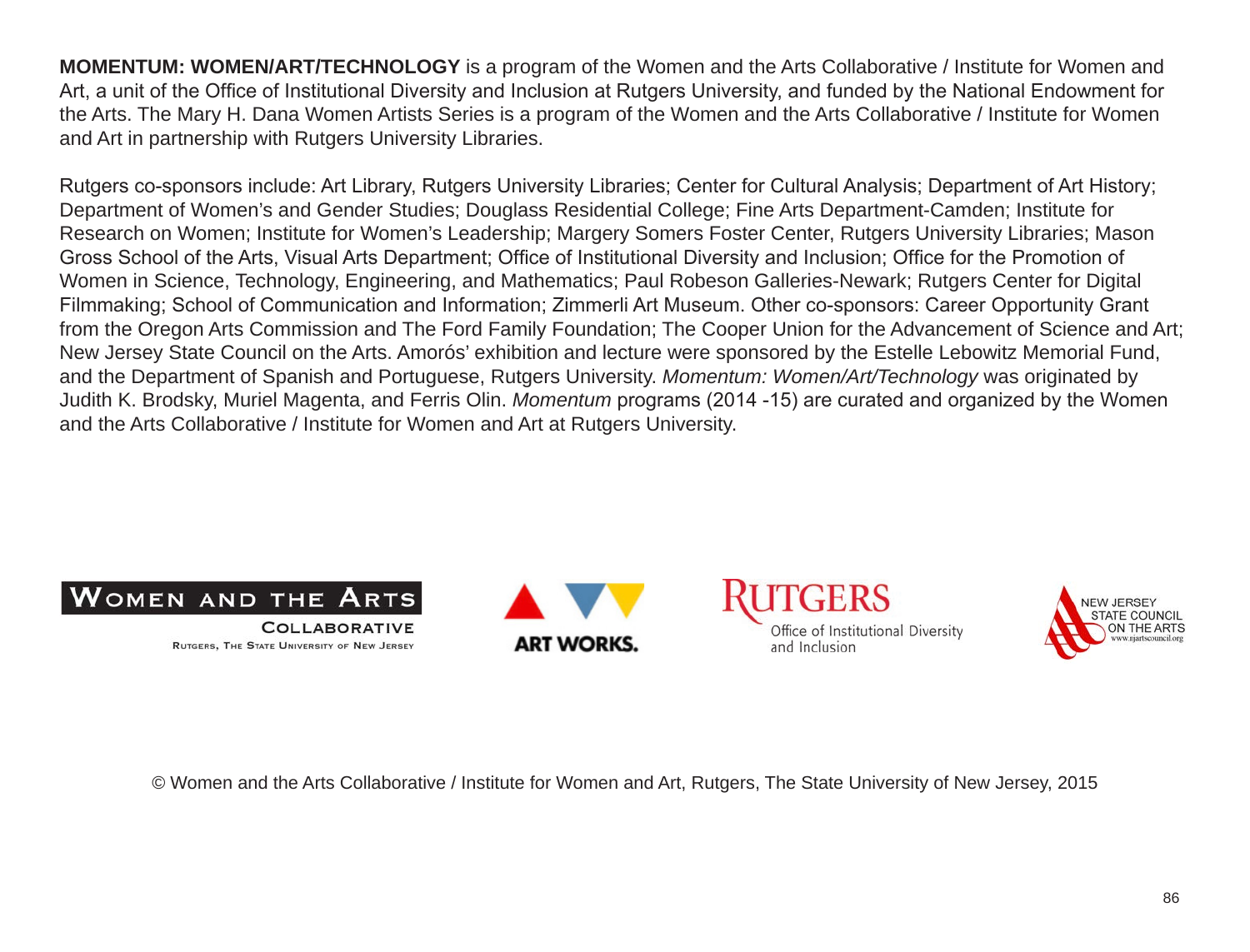**MOMENTUM: WOMEN/ART/TECHNOLOGY** is a program of the Women and the Arts Collaborative / Institute for Women and Art, a unit of the Office of Institutional Diversity and Inclusion at Rutgers University, and funded by the National Endowment for the Arts. The Mary H. Dana Women Artists Series is a program of the Women and the Arts Collaborative / Institute for Women and Art in partnership with Rutgers University Libraries.

Rutgers co-sponsors include: Art Library, Rutgers University Libraries; Center for Cultural Analysis; Department of Art History; Department of Women's and Gender Studies; Douglass Residential College; Fine Arts Department-Camden; Institute for Research on Women; Institute for Women's Leadership; Margery Somers Foster Center, Rutgers University Libraries; Mason Gross School of the Arts, Visual Arts Department; Office of Institutional Diversity and Inclusion; Office for the Promotion of Women in Science, Technology, Engineering, and Mathematics; Paul Robeson Galleries-Newark; Rutgers Center for Digital Filmmaking; School of Communication and Information; Zimmerli Art Museum. Other co-sponsors: Career Opportunity Grant from the Oregon Arts Commission and The Ford Family Foundation; The Cooper Union for the Advancement of Science and Art; New Jersey State Council on the Arts. Amorós' exhibition and lecture were sponsored by the Estelle Lebowitz Memorial Fund, and the Department of Spanish and Portuguese, Rutgers University. *Momentum: Women/Art/Technology* was originated by Judith K. Brodsky, Muriel Magenta, and Ferris Olin. *Momentum* programs (2014 -15) are curated and organized by the Women and the Arts Collaborative / Institute for Women and Art at Rutgers University.

WOMEN AND THE ARTS COLLABORATIVE
RUTGERS, THE STATE UNIVERSITY OF NEW JERSEY

ART WORKS.

RUTGERS
Office of Institutional Diversity and Inclusion

NEW JERSEY STATE COUNCIL ON THE ARTS
www.njartscouncil.org

© Women and the Arts Collaborative / Institute for Women and Art, Rutgers, The State University of New Jersey, 2015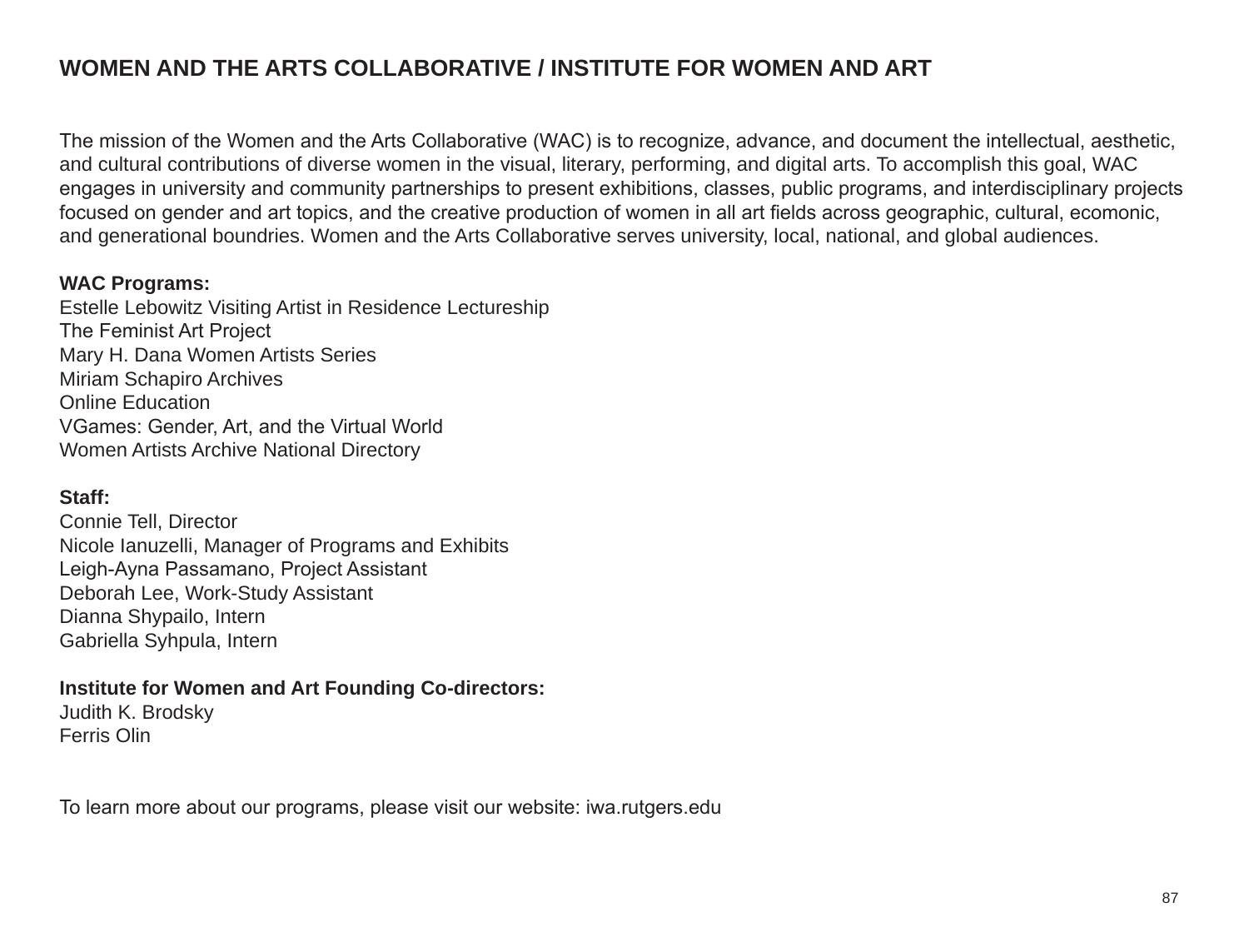# WOMEN AND THE ARTS COLLABORATIVE / INSTITUTE FOR WOMEN AND ART

The mission of the Women and the Arts Collaborative (WAC) is to recognize, advance, and document the intellectual, aesthetic, and cultural contributions of diverse women in the visual, literary, performing, and digital arts. To accomplish this goal, WAC engages in university and community partnerships to present exhibitions, classes, public programs, and interdisciplinary projects focused on gender and art topics, and the creative production of women in all art fields across geographic, cultural, ecomonic, and generational boundries. Women and the Arts Collaborative serves university, local, national, and global audiences.

**WAC Programs:**
Estelle Lebowitz Visiting Artist in Residence Lectureship
The Feminist Art Project
Mary H. Dana Women Artists Series
Miriam Schapiro Archives
Online Education
VGames: Gender, Art, and the Virtual World
Women Artists Archive National Directory

**Staff:**
Connie Tell, Director
Nicole Ianuzelli, Manager of Programs and Exhibits
Leigh-Ayna Passamano, Project Assistant
Deborah Lee, Work-Study Assistant
Dianna Shypailo, Intern
Gabriella Syhpula, Intern

**Institute for Women and Art Founding Co-directors:**
Judith K. Brodsky
Ferris Olin

To learn more about our programs, please visit our website: iwa.rutgers.edu